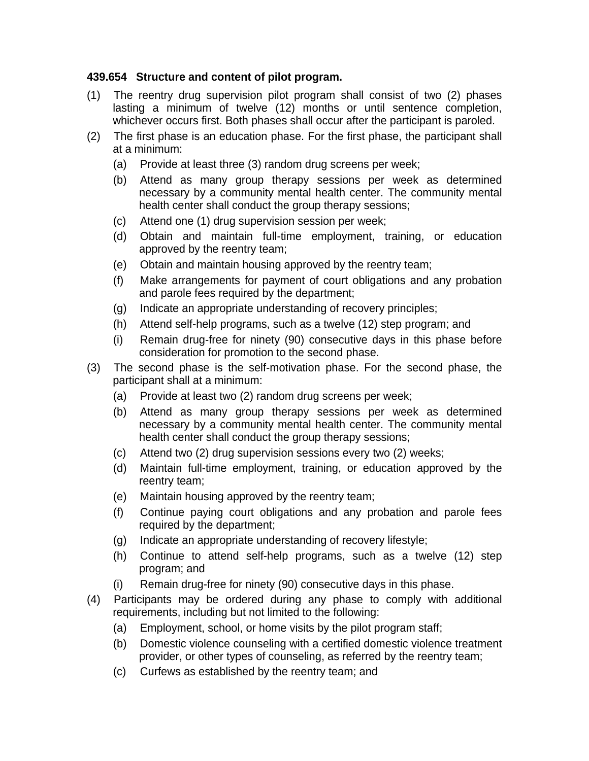**439.654 Structure and content of pilot program.**

(1) The reentry drug supervision pilot program shall consist of two (2) phases lasting a minimum of twelve (12) months or until sentence completion, whichever occurs first. Both phases shall occur after the participant is paroled.

(2) The first phase is an education phase. For the first phase, the participant shall at a minimum:

 (a) Provide at least three (3) random drug screens per week;

 (b) Attend as many group therapy sessions per week as determined necessary by a community mental health center. The community mental health center shall conduct the group therapy sessions;

 (c) Attend one (1) drug supervision session per week;

 (d) Obtain and maintain full-time employment, training, or education approved by the reentry team;

 (e) Obtain and maintain housing approved by the reentry team;

 (f) Make arrangements for payment of court obligations and any probation and parole fees required by the department;

 (g) Indicate an appropriate understanding of recovery principles;

 (h) Attend self-help programs, such as a twelve (12) step program; and

 (i) Remain drug-free for ninety (90) consecutive days in this phase before consideration for promotion to the second phase.

(3) The second phase is the self-motivation phase. For the second phase, the participant shall at a minimum:

 (a) Provide at least two (2) random drug screens per week;

 (b) Attend as many group therapy sessions per week as determined necessary by a community mental health center. The community mental health center shall conduct the group therapy sessions;

 (c) Attend two (2) drug supervision sessions every two (2) weeks;

 (d) Maintain full-time employment, training, or education approved by the reentry team;

 (e) Maintain housing approved by the reentry team;

 (f) Continue paying court obligations and any probation and parole fees required by the department;

 (g) Indicate an appropriate understanding of recovery lifestyle;

 (h) Continue to attend self-help programs, such as a twelve (12) step program; and

 (i) Remain drug-free for ninety (90) consecutive days in this phase.

(4) Participants may be ordered during any phase to comply with additional requirements, including but not limited to the following:

 (a) Employment, school, or home visits by the pilot program staff;

 (b) Domestic violence counseling with a certified domestic violence treatment provider, or other types of counseling, as referred by the reentry team;

 (c) Curfews as established by the reentry team; and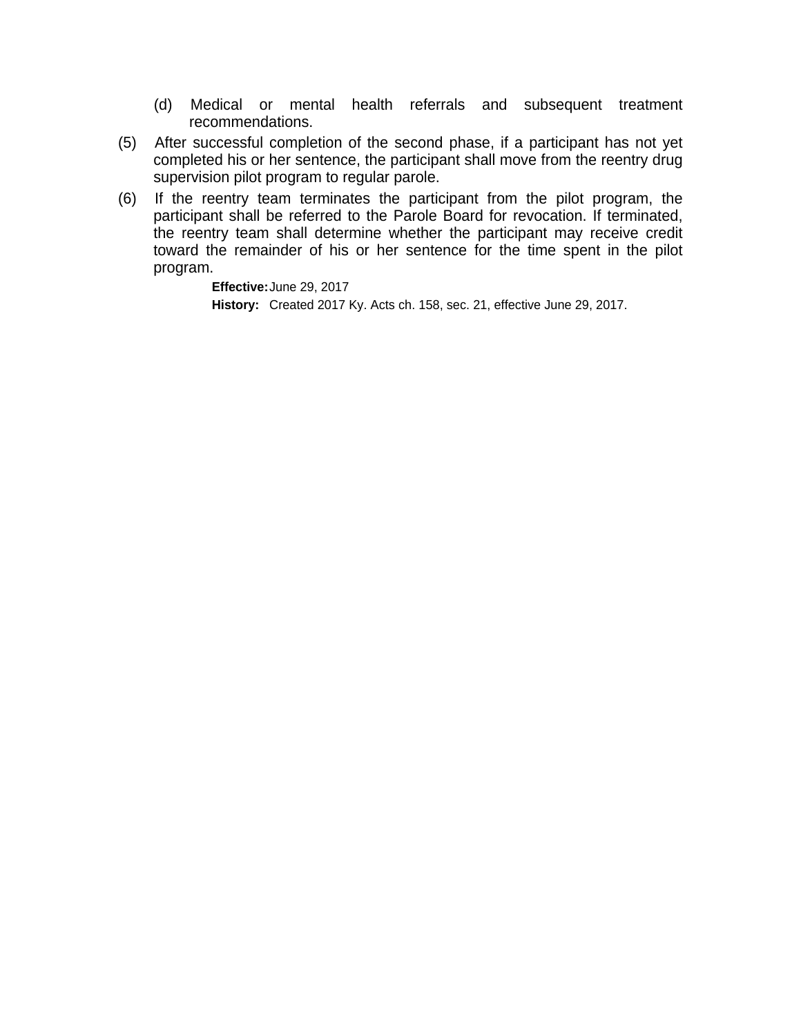(d) Medical or mental health referrals and subsequent treatment recommendations.

(5) After successful completion of the second phase, if a participant has not yet completed his or her sentence, the participant shall move from the reentry drug supervision pilot program to regular parole.

(6) If the reentry team terminates the participant from the pilot program, the participant shall be referred to the Parole Board for revocation. If terminated, the reentry team shall determine whether the participant may receive credit toward the remainder of his or her sentence for the time spent in the pilot program.

**Effective:** June 29, 2017

**History:** Created 2017 Ky. Acts ch. 158, sec. 21, effective June 29, 2017.